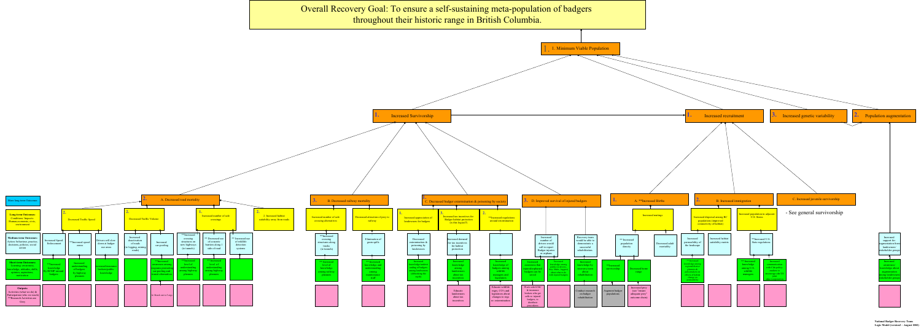# Overall Recovery Goal: To ensure a self-sustaining meta-population of badgers throughout their historic range in British Columbia.

## 1. Minimum Viable Population

### 1. Increased Survivorship

#### 2. A. Decreased road mortality

- **2.** Decreased Traffic Speed
  - Increased Speed Enforcement
    - **Increased knowledge by SCBP around badgers
  - **Increased speed zones
    - Increased understanding of badgers by highway planners
  - Drivers will slow down at badger use areas
    - Increased awareness (reduce public knowledge)
- **2.** Decreased Traffic Volume
  - Increased deactivation of roads (ie logging, mining roads)
  - Increased car-pooling
    - **Increased awareness among (illegible) car-pooling and (illegible) alternatives
    - Outputs: (illegible)
- **1.** Increased number of safe crossings
  - **Increased crossing structures on new highways (ie tunnels)
    - **Increased level of understanding among highway planners
  - ** Decreased use of concrete barriers along 1 side of road
    - **Increased level of understanding among highway planners
  - ** Increased use of wildlife detection systems
- **2.** 2. Increased habitat suitability away from roads

#### 3. B. Decreased railway mortality

- Increased number of safe crossing alternatives
  - **Increased crossing structures along tracks (ie tunnels)
    - ** Increased level of knowledge among railway planners
- Decreased attraction of prey to railway
  - Elimination of grain spills
    - **Increased knowledge and understanding among (illegible) staff

#### 1. C. Decreased badger extermination & poisoning by society

- **1.** Increased appreciation of landowners for badgers
  - Decreased extermination & poisoning by landowners
    - Increased knowledge/understanding of badgers among landowners (illegible)
- **3.** Increased tax incentives for Badger habitat protection (is this logical?)
  - Increased demand for tax incentives for habitat protection
    - Increased knowledge among landowners about tax incentives
    - Outputs: Educate landowners about tax incentives
- **2.** **Increased regulations around extermination
  - Increased knowledge of badgers among wildlife managers and legislators
    - Outputs: Educate wildlife mngrs, COs, and legislators about changes to regs re: extermination

#### 3. D. Improved survival of injured badgers

- Increased number of drivers would call to report Badger injuries or orphans
  - Increased awareness that injured/orphaned badgers can be saved
    - Outputs: Work with ICBC & insurance brokers who get calls re: injured badgers, to distribute (illegible)
  - **Increased knowledge among (illegible)
- Recovery team would be able to demonstrate a successful rehabilitation
  - Increased knowledge by recovery team about rehabilitation
    - Outputs: Conduct research on badger rehabilitation

### 1. Increased recruitment

#### 1. A. **Increased Births

- Increased matings
  - ** Increased population density
    - **Increased survivorship
    - Outputs: Augment badger populations
  - Decreased adult mortality
    - Decreased home range
    - Outputs: Increased prey (see "ensure adequate prey" outcome chain)

#### 2. B. Increased immigration

- Increased dispersal among BC populations (improved connectivity of habitat)
  - Increased permeability of the landscape
    - **Increased knowledge among (illegible)
  - Increased habitat suitability matrix
- Increased population in adjacent U.S. States
  - **Increased U.S. State regulations
    - ** Increased knowledge among U.S. wildlife managers
    - ** Increased communication with (illegible)

#### C. Increased juvenile survivorship

- See general survivorship

### 3. Increased genetic variability

### 2. Population augmentation

- Increased support for augmentation from landowners/ stakeholder groups
  - Increased awareness/ knowledge about augmentation among landowners/ stakeholder groups

---

**Legend:**

- Blue: Next long term Outcomes
- **Long-term Outcomes:** Conditions: Impacts (human,economic, civic, environment)
- **Medium-term Outcomes:** Action: behaviour, practice, decisions, policies, social action
- **Short-term Outcomes:** Learning: awareness, knowledge, attitudes, skills, opinions, aspirations, motivation
- **Outputs:** Activities (what we do) & Participation (who we reach) **Research Activities are Grey

National Badger Recovery Team
Logic Model (version2 – August 2002)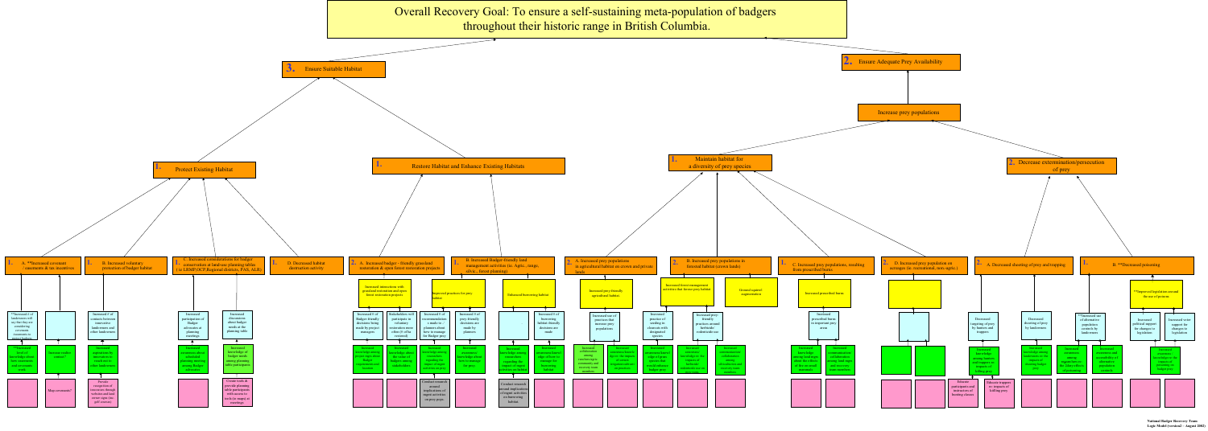# Overall Recovery Goal: To ensure a self-sustaining meta-population of badgers throughout their historic range in British Columbia.

## 3. Ensure Suitable Habitat

### 1. Protect Existing Habitat

**1. A. **Increased covenant easements & tax incentives**
- **Increased # of landowners will say that they are considering covenant easements on badger habitat
  - **Increased level of knowledge about how easements and covenants work
- Increase reality capacity?
  - May covenants?

**1. B. Increased voluntary protection of badger habitat**
- Increased # of contacts between innovative landowners and other landowners
  - Increased inspiration by innovators to reach out to other landowners
    - Public recognition of innovators through website and land owner signs (no golf courses)

**1. C. Increased considerations for badger conservation at land-use planning tables (i.e. LRMP/ICP, Regional districts, PAS, ALR)**
- Increased participation of Badger advocates at planning meetings
  - Increased awareness about scheduled planning meetings among Badger advocates
- Increased discussions about badger needs at the planning table
  - Increased knowledge of badger needs among planning table participants
    - Create tools & provide planning table participants with access to tools (ie maps) at meetings

**1. D. Decreased habitat destruction activity**

### 1. Restore Habitat and Enhance Existing Habitats

**2. A. Increased badger - friendly grassland restoration & open forest restoration projects**
- Increased interactions with grassland restoration and open forest restoration projects
  - Increased # of Badger-friendly decisions being made by project managers
    - Increased knowledge among project mgrs about Badger requirements/ocation
  - Stakeholders will participate in voluntary restoration meetings after (# of the sections)
    - Increased knowledge about the status of badgers among stakeholders

**1. B. Increased Badger-friendly land management activities (ie. Agric., range, silvic., forest planning)**
- Improved practices for prey habitat
  - Increased # of recommendations made to planners about how to manage for Badger prey
    - Increased knowledge among researchers regarding the impact of agric. activities on prey
      - Conduct research around implications of agric activities on prey pops
  - Increased # of prey-friendly decisions are made by planners
    - Increased awareness/ knowledge about how to manage for prey
- Enhanced burrowing habitat
  - (blank)
    - Increased knowledge among researchers regarding the impact of agric. activities on burrowing
      - Conduct research around implications of agric activities on burrowing habitat
  - Increased # of burrowing habitat-friendly decisions are made
    - Increased awareness/knowledge of how to manage for burrowing habitat

## 2. Ensure Adequate Prey Availability

### Increase prey populations

#### 1. Maintain habitat for a diversity of prey species

**2. A. Increased prey populations in agricultural habitat on crown and private lands**
- Increased prey-friendly agricultural habitat
  - Increased use of practices that increase prey populations
    - Increased collaboration among ranchers/agric. community and recovery team members
    - Increased awareness/knowledge in the impacts of certain ranch/agricultural practices on prey

**2. B. Increased prey populations in forested habitat (crown lands)**
- Increased forest management activities that favour prey habitat
  - Increased practice of seeding in clearcuts with designated species
    - Increased awareness/knowledge of grass species that would enhance badger prey
  - Increased prey-friendly practices around herbicide/rodenticide use
    - Increased awareness/knowledge on the impacts of herbicide/rodenticide use on prey
    - Increased communication/collaboration among foresters and recovery team members
- Ground squirrel augmentation

**1. C. Increased prey populations, resulting from prescribed burns**
- Increased prescribed burns
  - Increased prescribed burns in important prey areas
    - Increased knowledge among land mgrs about the effects of fire on small mammals
    - Increased communication/collaboration among land mgrs and recovery team members

**2. D. Increased prey population on acreages (ie. recreational, non-agric.)**

#### 2. Decrease extermination/persecution of prey

**2. A. Decreased shooting of prey and trapping**
- Decreased targeting of prey by hunters and trappers
  - Increased knowledge among hunters and trappers re impacts of killing prey
    - Educate participants and instructors of hunting classes
    - Educate trappers re impacts of killing prey
- Decreased shooting of prey by landowners
  - Increased knowledge among landowners re the impacts of shooting badger prey

**1. B. **Decreased poisoning**
- **Increased use of alternative population controls by landowners
  - Increased awareness among target users re the "direct effects" of poisoning
  - Increased awareness and accessibility of alternative population controls
- **Improved legislation around the use of poisons
  - Increased political support for changes to legislation
  - Increased voter support for changes to legislation
    - Increased awareness/knowledge of the impacts of poisoning on badger prey

National Badger Recovery Team
Logic Model (version2 – August 2002)